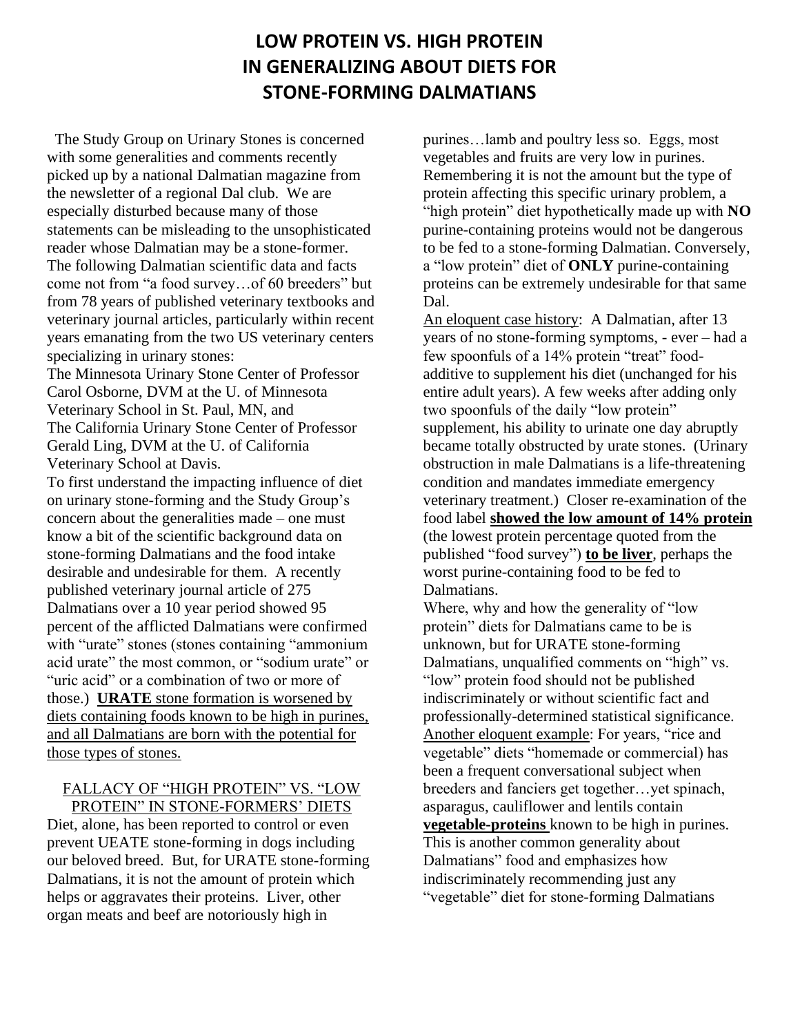# LOW PROTEIN VS. HIGH PROTEIN IN GENERALIZING ABOUT DIETS FOR STONE-FORMING DALMATIANS

The Study Group on Urinary Stones is concerned with some generalities and comments recently picked up by a national Dalmatian magazine from the newsletter of a regional Dal club. We are especially disturbed because many of those statements can be misleading to the unsophisticated reader whose Dalmatian may be a stone-former. The following Dalmatian scientific data and facts come not from "a food survey…of 60 breeders" but from 78 years of published veterinary textbooks and veterinary journal articles, particularly within recent years emanating from the two US veterinary centers specializing in urinary stones:

The Minnesota Urinary Stone Center of Professor Carol Osborne, DVM at the U. of Minnesota Veterinary School in St. Paul, MN, and

The California Urinary Stone Center of Professor Gerald Ling, DVM at the U. of California Veterinary School at Davis.

To first understand the impacting influence of diet on urinary stone-forming and the Study Group's concern about the generalities made – one must know a bit of the scientific background data on stone-forming Dalmatians and the food intake desirable and undesirable for them. A recently published veterinary journal article of 275 Dalmatians over a 10 year period showed 95 percent of the afflicted Dalmatians were confirmed with "urate" stones (stones containing "ammonium acid urate" the most common, or "sodium urate" or "uric acid" or a combination of two or more of those.) <u>**URATE** stone formation is worsened by diets containing foods known to be high in purines, and all Dalmatians are born with the potential for those types of stones.</u>

<u>FALLACY OF "HIGH PROTEIN" VS. "LOW PROTEIN" IN STONE-FORMERS' DIETS</u>

Diet, alone, has been reported to control or even prevent UEATE stone-forming in dogs including our beloved breed. But, for URATE stone-forming Dalmatians, it is not the amount of protein which helps or aggravates their proteins. Liver, other organ meats and beef are notoriously high in purines…lamb and poultry less so. Eggs, most vegetables and fruits are very low in purines. Remembering it is not the amount but the type of protein affecting this specific urinary problem, a "high protein" diet hypothetically made up with **NO** purine-containing proteins would not be dangerous to be fed to a stone-forming Dalmatian. Conversely, a "low protein" diet of **ONLY** purine-containing proteins can be extremely undesirable for that same Dal.

<u>An eloquent case history</u>: A Dalmatian, after 13 years of no stone-forming symptoms, - ever – had a few spoonfuls of a 14% protein "treat" food-additive to supplement his diet (unchanged for his entire adult years). A few weeks after adding only two spoonfuls of the daily "low protein" supplement, his ability to urinate one day abruptly became totally obstructed by urate stones. (Urinary obstruction in male Dalmatians is a life-threatening condition and mandates immediate emergency veterinary treatment.) Closer re-examination of the food label <u>**showed the low amount of 14% protein**</u> (the lowest protein percentage quoted from the published "food survey") <u>**to be liver**</u>, perhaps the worst purine-containing food to be fed to Dalmatians.

Where, why and how the generality of "low protein" diets for Dalmatians came to be is unknown, but for URATE stone-forming Dalmatians, unqualified comments on "high" vs. "low" protein food should not be published indiscriminately or without scientific fact and professionally-determined statistical significance.

<u>Another eloquent example</u>: For years, "rice and vegetable" diets "homemade or commercial) has been a frequent conversational subject when breeders and fanciers get together…yet spinach, asparagus, cauliflower and lentils contain <u>**vegetable-proteins**</u> known to be high in purines. This is another common generality about Dalmatians" food and emphasizes how indiscriminately recommending just any "vegetable" diet for stone-forming Dalmatians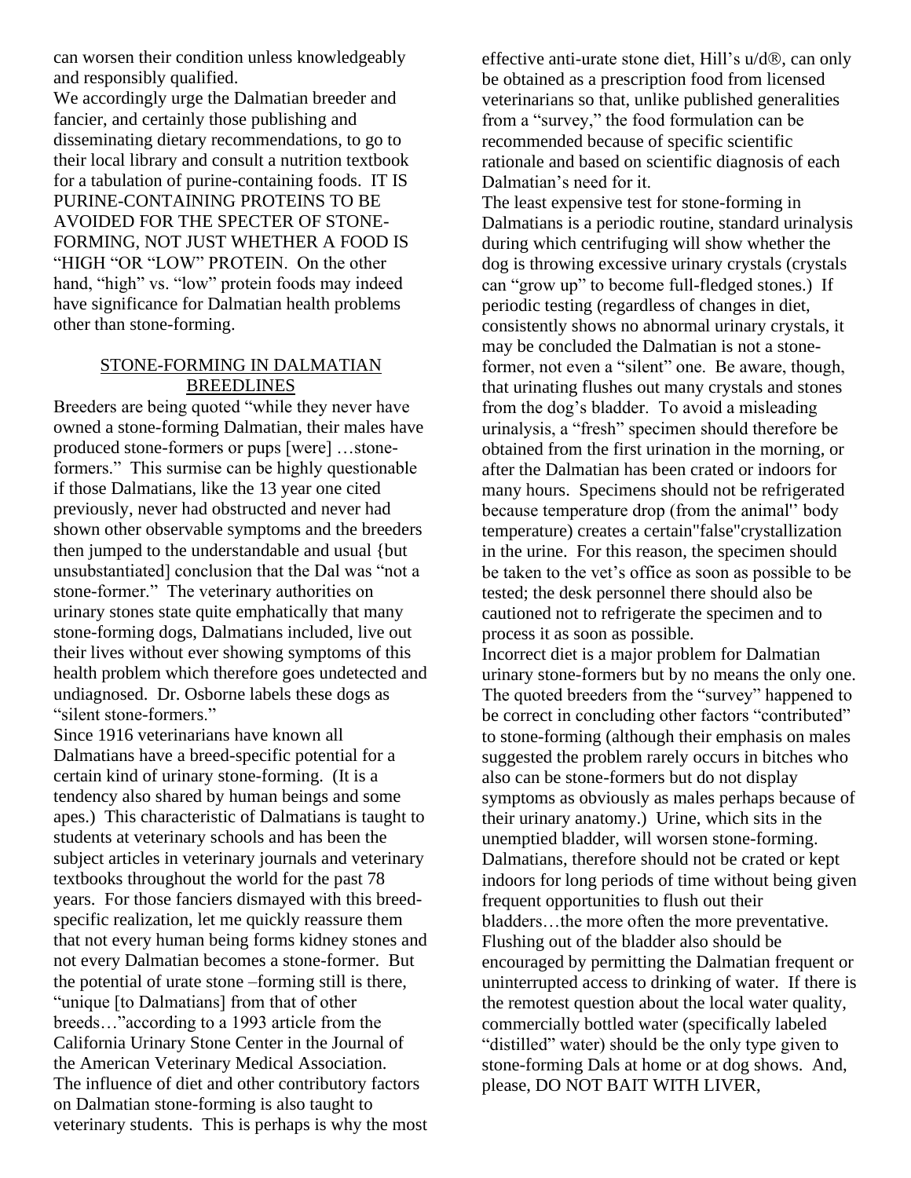can worsen their condition unless knowledgeably and responsibly qualified.

We accordingly urge the Dalmatian breeder and fancier, and certainly those publishing and disseminating dietary recommendations, to go to their local library and consult a nutrition textbook for a tabulation of purine-containing foods. IT IS PURINE-CONTAINING PROTEINS TO BE AVOIDED FOR THE SPECTER OF STONE-FORMING, NOT JUST WHETHER A FOOD IS "HIGH "OR "LOW" PROTEIN. On the other hand, "high" vs. "low" protein foods may indeed have significance for Dalmatian health problems other than stone-forming.

## STONE-FORMING IN DALMATIAN BREEDLINES

Breeders are being quoted "while they never have owned a stone-forming Dalmatian, their males have produced stone-formers or pups [were] …stone-formers." This surmise can be highly questionable if those Dalmatians, like the 13 year one cited previously, never had obstructed and never had shown other observable symptoms and the breeders then jumped to the understandable and usual {but unsubstantiated] conclusion that the Dal was "not a stone-former." The veterinary authorities on urinary stones state quite emphatically that many stone-forming dogs, Dalmatians included, live out their lives without ever showing symptoms of this health problem which therefore goes undetected and undiagnosed. Dr. Osborne labels these dogs as "silent stone-formers."

Since 1916 veterinarians have known all Dalmatians have a breed-specific potential for a certain kind of urinary stone-forming. (It is a tendency also shared by human beings and some apes.) This characteristic of Dalmatians is taught to students at veterinary schools and has been the subject articles in veterinary journals and veterinary textbooks throughout the world for the past 78 years. For those fanciers dismayed with this breed-specific realization, let me quickly reassure them that not every human being forms kidney stones and not every Dalmatian becomes a stone-former. But the potential of urate stone –forming still is there, "unique [to Dalmatians] from that of other breeds…"according to a 1993 article from the California Urinary Stone Center in the Journal of the American Veterinary Medical Association.

The influence of diet and other contributory factors on Dalmatian stone-forming is also taught to veterinary students. This is perhaps is why the most effective anti-urate stone diet, Hill's u/d®, can only be obtained as a prescription food from licensed veterinarians so that, unlike published generalities from a "survey," the food formulation can be recommended because of specific scientific rationale and based on scientific diagnosis of each Dalmatian's need for it.

The least expensive test for stone-forming in Dalmatians is a periodic routine, standard urinalysis during which centrifuging will show whether the dog is throwing excessive urinary crystals (crystals can "grow up" to become full-fledged stones.) If periodic testing (regardless of changes in diet, consistently shows no abnormal urinary crystals, it may be concluded the Dalmatian is not a stone-former, not even a "silent" one. Be aware, though, that urinating flushes out many crystals and stones from the dog's bladder. To avoid a misleading urinalysis, a "fresh" specimen should therefore be obtained from the first urination in the morning, or after the Dalmatian has been crated or indoors for many hours. Specimens should not be refrigerated because temperature drop (from the animal'' body temperature) creates a certain"false"crystallization in the urine. For this reason, the specimen should be taken to the vet's office as soon as possible to be tested; the desk personnel there should also be cautioned not to refrigerate the specimen and to process it as soon as possible.

Incorrect diet is a major problem for Dalmatian urinary stone-formers but by no means the only one. The quoted breeders from the "survey" happened to be correct in concluding other factors "contributed" to stone-forming (although their emphasis on males suggested the problem rarely occurs in bitches who also can be stone-formers but do not display symptoms as obviously as males perhaps because of their urinary anatomy.) Urine, which sits in the unemptied bladder, will worsen stone-forming. Dalmatians, therefore should not be crated or kept indoors for long periods of time without being given frequent opportunities to flush out their bladders…the more often the more preventative. Flushing out of the bladder also should be encouraged by permitting the Dalmatian frequent or uninterrupted access to drinking of water. If there is the remotest question about the local water quality, commercially bottled water (specifically labeled "distilled" water) should be the only type given to stone-forming Dals at home or at dog shows. And, please, DO NOT BAIT WITH LIVER,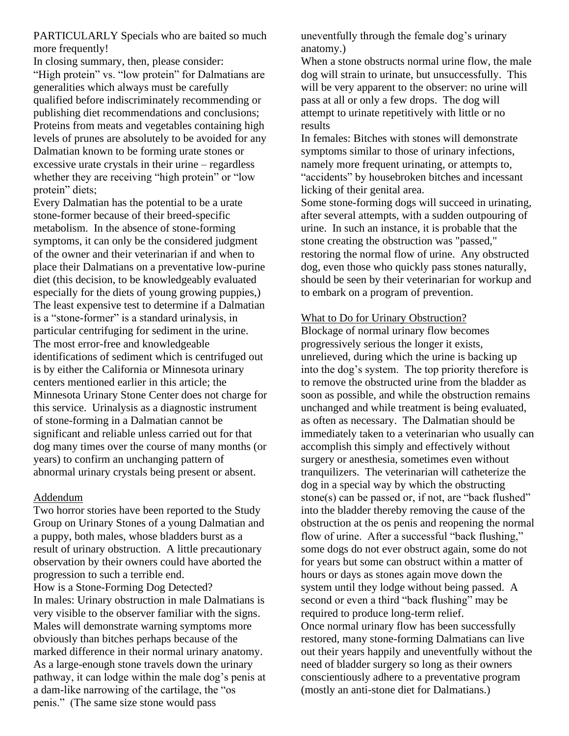PARTICULARLY Specials who are baited so much more frequently!

In closing summary, then, please consider:

"High protein" vs. "low protein" for Dalmatians are generalities which always must be carefully qualified before indiscriminately recommending or publishing diet recommendations and conclusions;

Proteins from meats and vegetables containing high levels of prunes are absolutely to be avoided for any Dalmatian known to be forming urate stones or excessive urate crystals in their urine – regardless whether they are receiving "high protein" or "low protein" diets;

Every Dalmatian has the potential to be a urate stone-former because of their breed-specific metabolism. In the absence of stone-forming symptoms, it can only be the considered judgment of the owner and their veterinarian if and when to place their Dalmatians on a preventative low-purine diet (this decision, to be knowledgeably evaluated especially for the diets of young growing puppies,)

The least expensive test to determine if a Dalmatian is a "stone-former" is a standard urinalysis, in particular centrifuging for sediment in the urine. The most error-free and knowledgeable identifications of sediment which is centrifuged out is by either the California or Minnesota urinary centers mentioned earlier in this article; the Minnesota Urinary Stone Center does not charge for this service. Urinalysis as a diagnostic instrument of stone-forming in a Dalmatian cannot be significant and reliable unless carried out for that dog many times over the course of many months (or years) to confirm an unchanging pattern of abnormal urinary crystals being present or absent.

## Addendum

Two horror stories have been reported to the Study Group on Urinary Stones of a young Dalmatian and a puppy, both males, whose bladders burst as a result of urinary obstruction. A little precautionary observation by their owners could have aborted the progression to such a terrible end.

How is a Stone-Forming Dog Detected?

In males: Urinary obstruction in male Dalmatians is very visible to the observer familiar with the signs. Males will demonstrate warning symptoms more obviously than bitches perhaps because of the marked difference in their normal urinary anatomy. As a large-enough stone travels down the urinary pathway, it can lodge within the male dog's penis at a dam-like narrowing of the cartilage, the "os penis." (The same size stone would pass uneventfully through the female dog's urinary anatomy.)

When a stone obstructs normal urine flow, the male dog will strain to urinate, but unsuccessfully. This will be very apparent to the observer: no urine will pass at all or only a few drops. The dog will attempt to urinate repetitively with little or no results

In females: Bitches with stones will demonstrate symptoms similar to those of urinary infections, namely more frequent urinating, or attempts to, "accidents" by housebroken bitches and incessant licking of their genital area.

Some stone-forming dogs will succeed in urinating, after several attempts, with a sudden outpouring of urine. In such an instance, it is probable that the stone creating the obstruction was "passed," restoring the normal flow of urine. Any obstructed dog, even those who quickly pass stones naturally, should be seen by their veterinarian for workup and to embark on a program of prevention.

## What to Do for Urinary Obstruction?

Blockage of normal urinary flow becomes progressively serious the longer it exists, unrelieved, during which the urine is backing up into the dog's system. The top priority therefore is to remove the obstructed urine from the bladder as soon as possible, and while the obstruction remains unchanged and while treatment is being evaluated, as often as necessary. The Dalmatian should be immediately taken to a veterinarian who usually can accomplish this simply and effectively without surgery or anesthesia, sometimes even without tranquilizers. The veterinarian will catheterize the dog in a special way by which the obstructing stone(s) can be passed or, if not, are "back flushed" into the bladder thereby removing the cause of the obstruction at the os penis and reopening the normal flow of urine. After a successful "back flushing," some dogs do not ever obstruct again, some do not for years but some can obstruct within a matter of hours or days as stones again move down the system until they lodge without being passed. A second or even a third "back flushing" may be required to produce long-term relief.

Once normal urinary flow has been successfully restored, many stone-forming Dalmatians can live out their years happily and uneventfully without the need of bladder surgery so long as their owners conscientiously adhere to a preventative program (mostly an anti-stone diet for Dalmatians.)